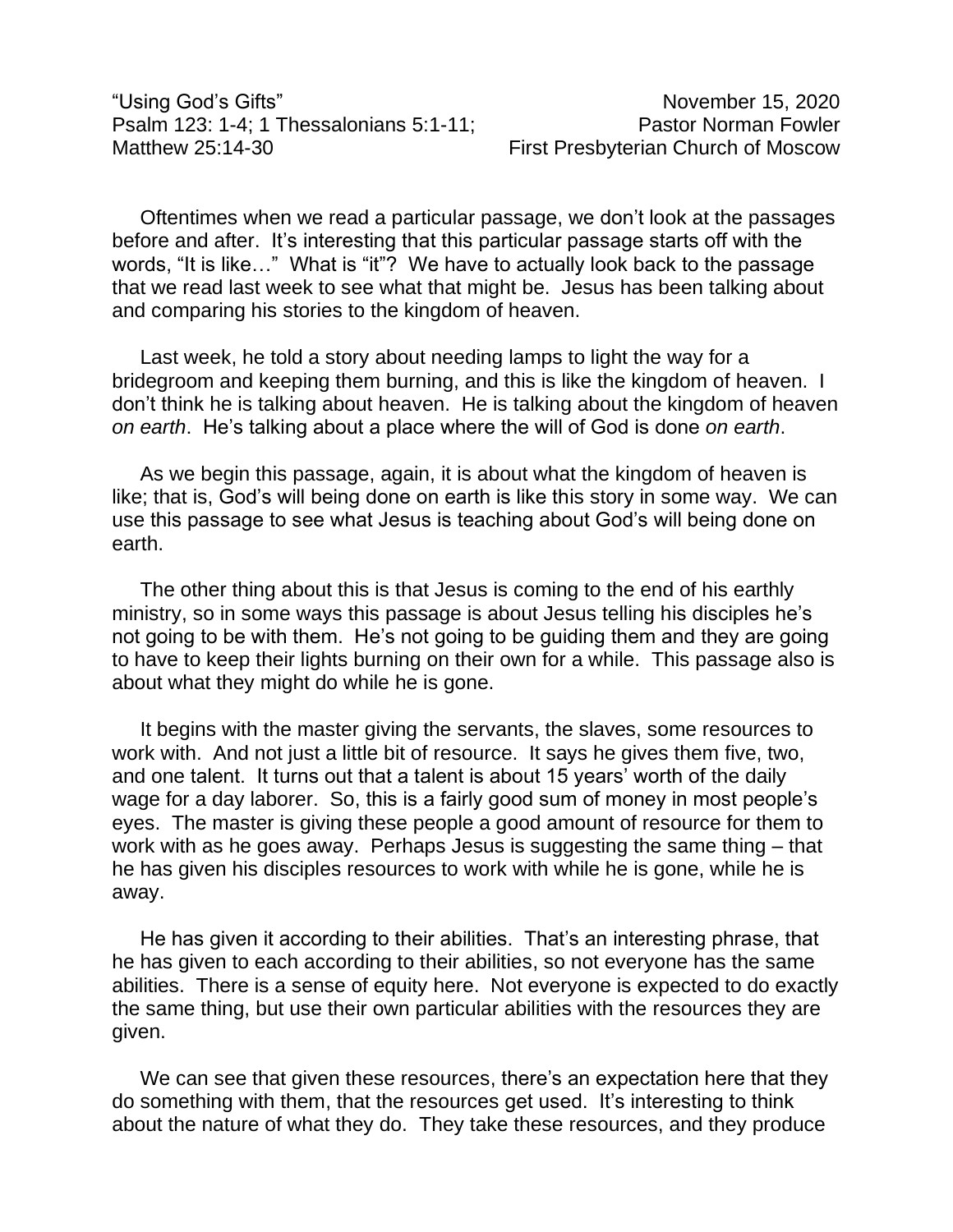“Using God’s Gifts” November 15, 2020
Psalm 123: 1-4; 1 Thessalonians 5:1-11; Pastor Norman Fowler
Matthew 25:14-30 First Presbyterian Church of Moscow

Oftentimes when we read a particular passage, we don’t look at the passages before and after. It’s interesting that this particular passage starts off with the words, “It is like…” What is “it”? We have to actually look back to the passage that we read last week to see what that might be. Jesus has been talking about and comparing his stories to the kingdom of heaven.

Last week, he told a story about needing lamps to light the way for a bridegroom and keeping them burning, and this is like the kingdom of heaven. I don’t think he is talking about heaven. He is talking about the kingdom of heaven *on earth*. He’s talking about a place where the will of God is done *on earth*.

As we begin this passage, again, it is about what the kingdom of heaven is like; that is, God’s will being done on earth is like this story in some way. We can use this passage to see what Jesus is teaching about God’s will being done on earth.

The other thing about this is that Jesus is coming to the end of his earthly ministry, so in some ways this passage is about Jesus telling his disciples he’s not going to be with them. He’s not going to be guiding them and they are going to have to keep their lights burning on their own for a while. This passage also is about what they might do while he is gone.

It begins with the master giving the servants, the slaves, some resources to work with. And not just a little bit of resource. It says he gives them five, two, and one talent. It turns out that a talent is about 15 years’ worth of the daily wage for a day laborer. So, this is a fairly good sum of money in most people’s eyes. The master is giving these people a good amount of resource for them to work with as he goes away. Perhaps Jesus is suggesting the same thing – that he has given his disciples resources to work with while he is gone, while he is away.

He has given it according to their abilities. That’s an interesting phrase, that he has given to each according to their abilities, so not everyone has the same abilities. There is a sense of equity here. Not everyone is expected to do exactly the same thing, but use their own particular abilities with the resources they are given.

We can see that given these resources, there’s an expectation here that they do something with them, that the resources get used. It’s interesting to think about the nature of what they do. They take these resources, and they produce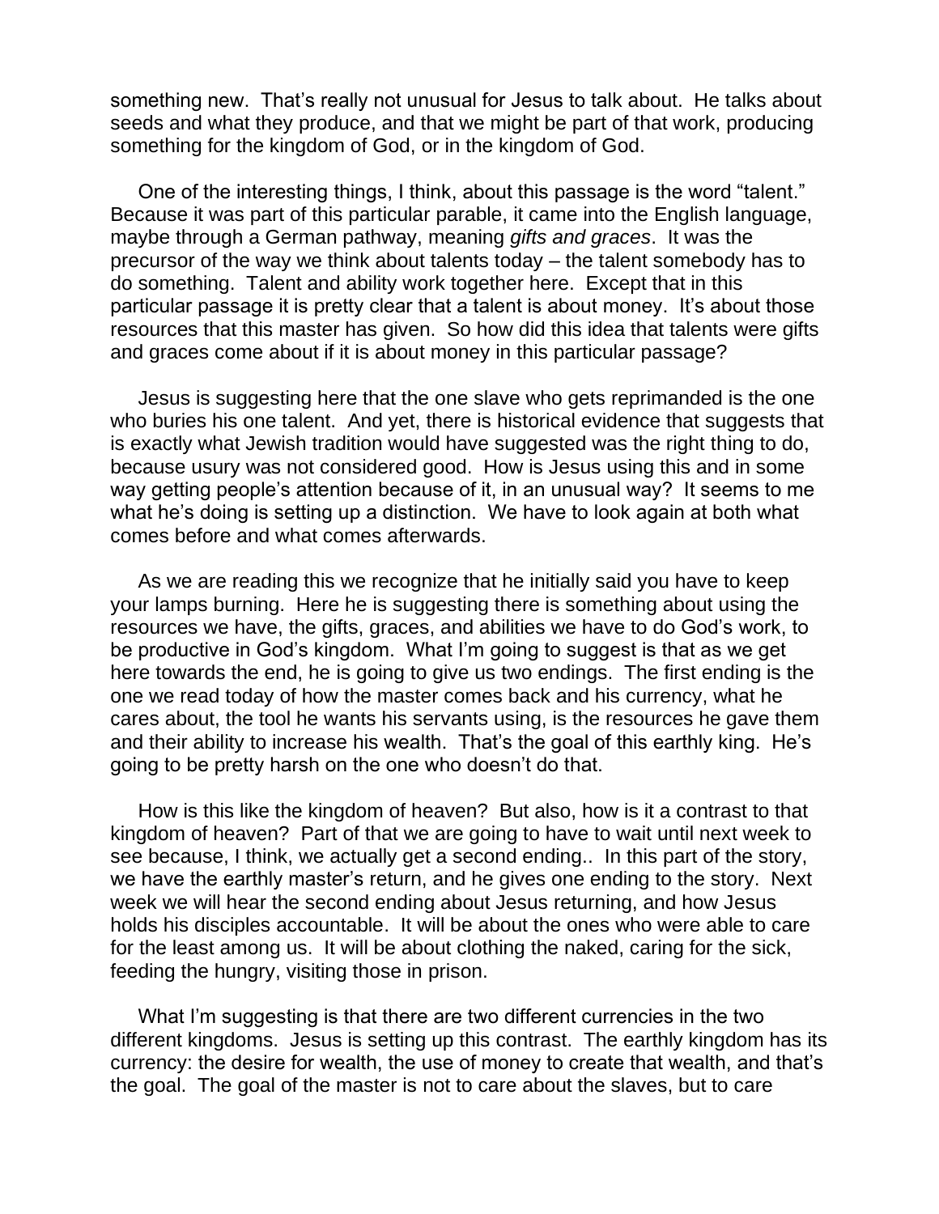something new. That's really not unusual for Jesus to talk about. He talks about seeds and what they produce, and that we might be part of that work, producing something for the kingdom of God, or in the kingdom of God.

One of the interesting things, I think, about this passage is the word "talent." Because it was part of this particular parable, it came into the English language, maybe through a German pathway, meaning *gifts and graces*. It was the precursor of the way we think about talents today – the talent somebody has to do something. Talent and ability work together here. Except that in this particular passage it is pretty clear that a talent is about money. It's about those resources that this master has given. So how did this idea that talents were gifts and graces come about if it is about money in this particular passage?

Jesus is suggesting here that the one slave who gets reprimanded is the one who buries his one talent. And yet, there is historical evidence that suggests that is exactly what Jewish tradition would have suggested was the right thing to do, because usury was not considered good. How is Jesus using this and in some way getting people's attention because of it, in an unusual way? It seems to me what he's doing is setting up a distinction. We have to look again at both what comes before and what comes afterwards.

As we are reading this we recognize that he initially said you have to keep your lamps burning. Here he is suggesting there is something about using the resources we have, the gifts, graces, and abilities we have to do God's work, to be productive in God's kingdom. What I'm going to suggest is that as we get here towards the end, he is going to give us two endings. The first ending is the one we read today of how the master comes back and his currency, what he cares about, the tool he wants his servants using, is the resources he gave them and their ability to increase his wealth. That's the goal of this earthly king. He's going to be pretty harsh on the one who doesn't do that.

How is this like the kingdom of heaven? But also, how is it a contrast to that kingdom of heaven? Part of that we are going to have to wait until next week to see because, I think, we actually get a second ending.. In this part of the story, we have the earthly master's return, and he gives one ending to the story. Next week we will hear the second ending about Jesus returning, and how Jesus holds his disciples accountable. It will be about the ones who were able to care for the least among us. It will be about clothing the naked, caring for the sick, feeding the hungry, visiting those in prison.

What I'm suggesting is that there are two different currencies in the two different kingdoms. Jesus is setting up this contrast. The earthly kingdom has its currency: the desire for wealth, the use of money to create that wealth, and that's the goal. The goal of the master is not to care about the slaves, but to care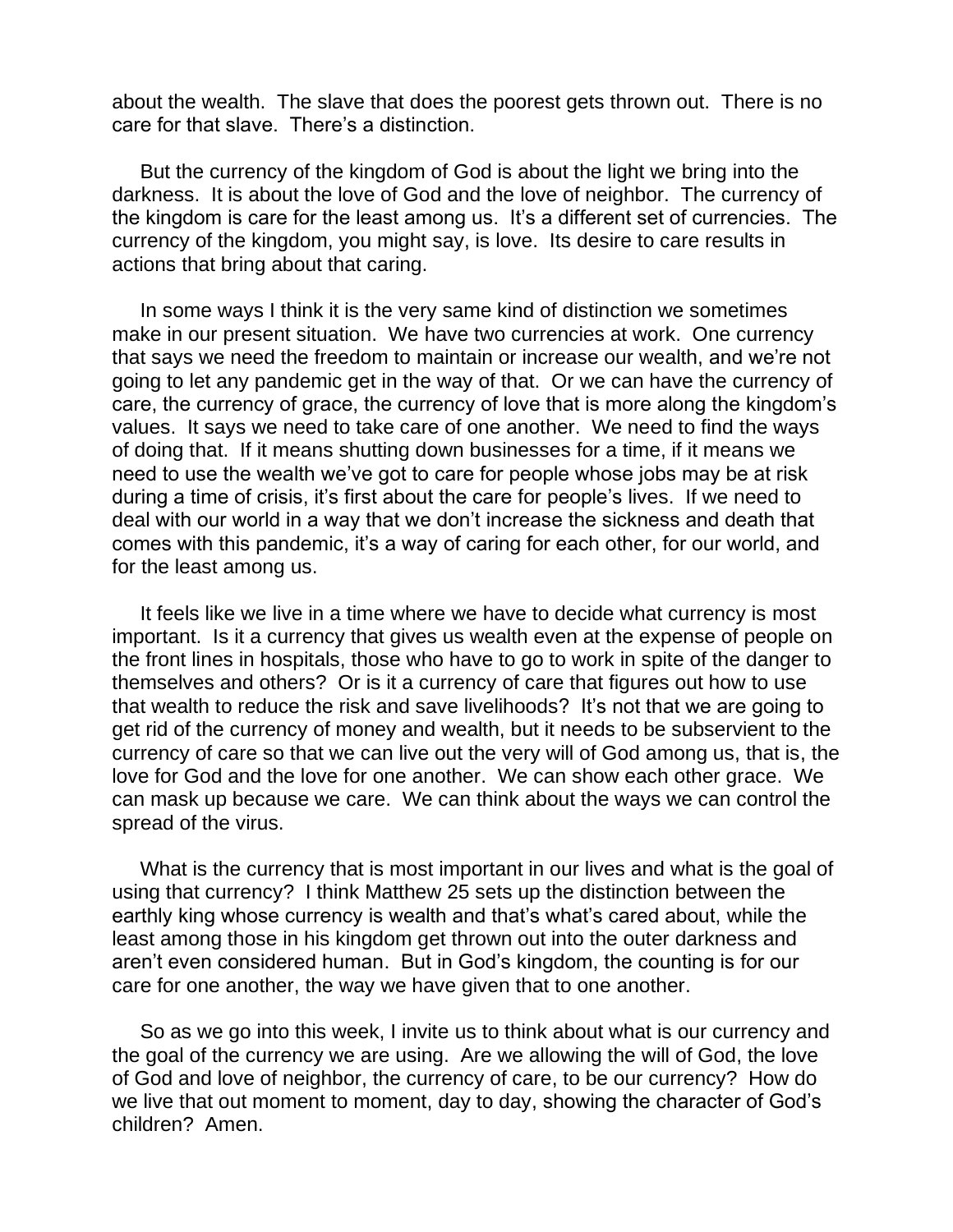about the wealth. The slave that does the poorest gets thrown out. There is no care for that slave. There's a distinction.

But the currency of the kingdom of God is about the light we bring into the darkness. It is about the love of God and the love of neighbor. The currency of the kingdom is care for the least among us. It's a different set of currencies. The currency of the kingdom, you might say, is love. Its desire to care results in actions that bring about that caring.

In some ways I think it is the very same kind of distinction we sometimes make in our present situation. We have two currencies at work. One currency that says we need the freedom to maintain or increase our wealth, and we're not going to let any pandemic get in the way of that. Or we can have the currency of care, the currency of grace, the currency of love that is more along the kingdom's values. It says we need to take care of one another. We need to find the ways of doing that. If it means shutting down businesses for a time, if it means we need to use the wealth we've got to care for people whose jobs may be at risk during a time of crisis, it's first about the care for people's lives. If we need to deal with our world in a way that we don't increase the sickness and death that comes with this pandemic, it's a way of caring for each other, for our world, and for the least among us.

It feels like we live in a time where we have to decide what currency is most important. Is it a currency that gives us wealth even at the expense of people on the front lines in hospitals, those who have to go to work in spite of the danger to themselves and others? Or is it a currency of care that figures out how to use that wealth to reduce the risk and save livelihoods? It's not that we are going to get rid of the currency of money and wealth, but it needs to be subservient to the currency of care so that we can live out the very will of God among us, that is, the love for God and the love for one another. We can show each other grace. We can mask up because we care. We can think about the ways we can control the spread of the virus.

What is the currency that is most important in our lives and what is the goal of using that currency? I think Matthew 25 sets up the distinction between the earthly king whose currency is wealth and that's what's cared about, while the least among those in his kingdom get thrown out into the outer darkness and aren't even considered human. But in God's kingdom, the counting is for our care for one another, the way we have given that to one another.

So as we go into this week, I invite us to think about what is our currency and the goal of the currency we are using. Are we allowing the will of God, the love of God and love of neighbor, the currency of care, to be our currency? How do we live that out moment to moment, day to day, showing the character of God's children? Amen.